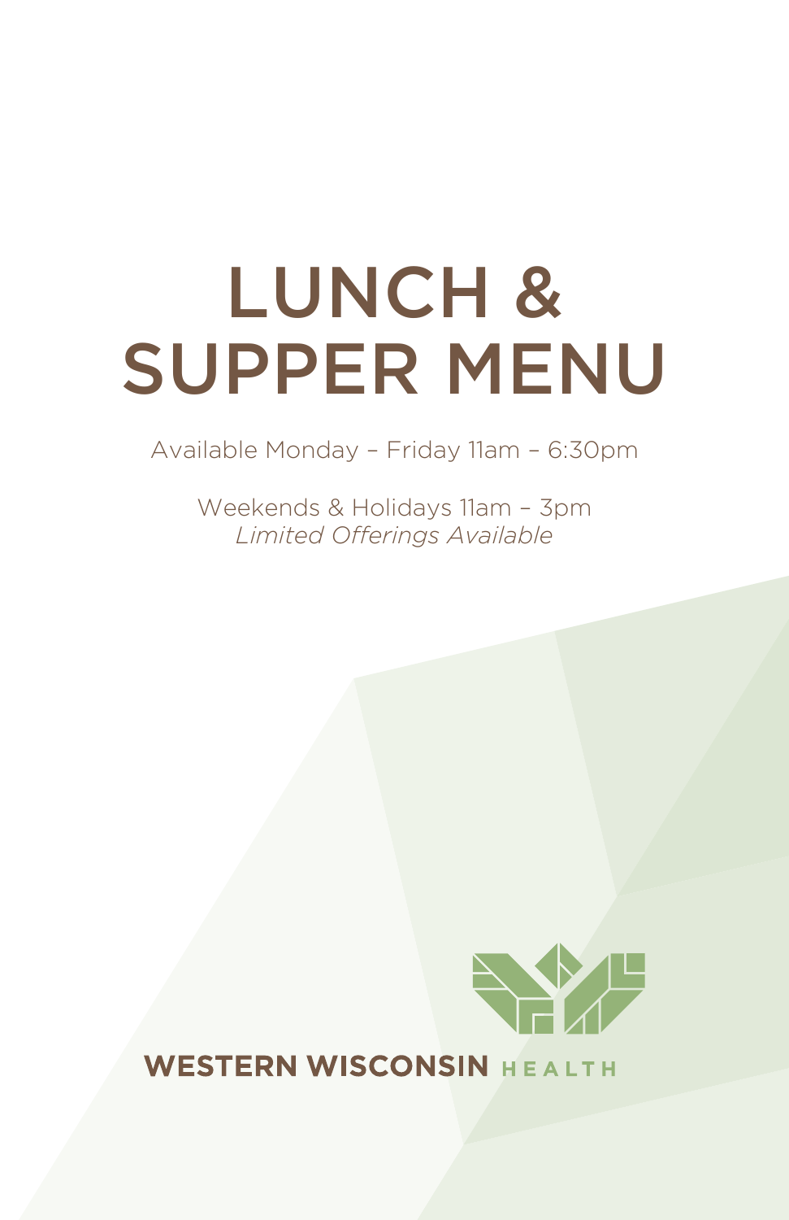# LUNCH & SUPPER MENU

Available Monday – Friday 11am – 6:30pm

Weekends & Holidays 11am – 3pm
*Limited Offerings Available*

**WESTERN WISCONSIN** HEALTH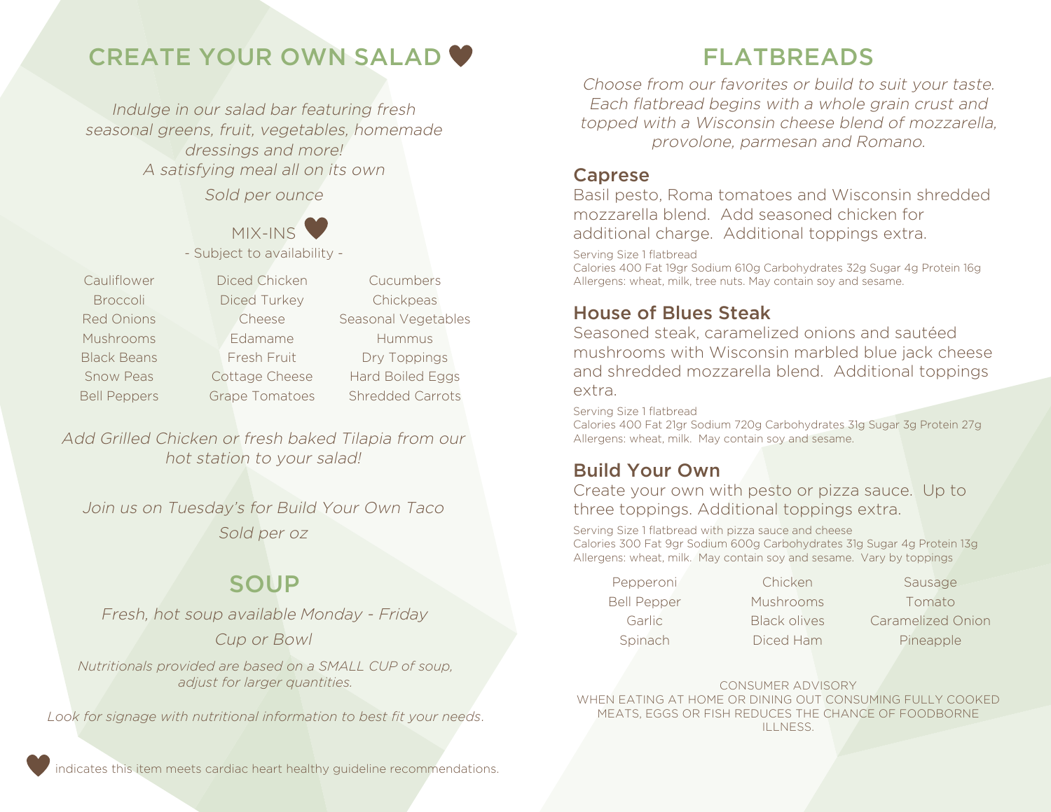## CREATE YOUR OWN SALAD ♥

*Indulge in our salad bar featuring fresh seasonal greens, fruit, vegetables, homemade dressings and more!*
*A satisfying meal all on its own*

*Sold per ounce*

### MIX-INS ♥

- Subject to availability -

| | | |
|---|---|---|
| Cauliflower | Diced Chicken | Cucumbers |
| Broccoli | Diced Turkey | Chickpeas |
| Red Onions | Cheese | Seasonal Vegetables |
| Mushrooms | Edamame | Hummus |
| Black Beans | Fresh Fruit | Dry Toppings |
| Snow Peas | Cottage Cheese | Hard Boiled Eggs |
| Bell Peppers | Grape Tomatoes | Shredded Carrots |

*Add Grilled Chicken or fresh baked Tilapia from our hot station to your salad!*

*Join us on Tuesday's for Build Your Own Taco*

*Sold per oz*

## SOUP

*Fresh, hot soup available Monday - Friday*

*Cup or Bowl*

*Nutritionals provided are based on a SMALL CUP of soup, adjust for larger quantities.*

*Look for signage with nutritional information to best fit your needs.*

♥ indicates this item meets cardiac heart healthy guideline recommendations.

## FLATBREADS

*Choose from our favorites or build to suit your taste. Each flatbread begins with a whole grain crust and topped with a Wisconsin cheese blend of mozzarella, provolone, parmesan and Romano.*

### Caprese

Basil pesto, Roma tomatoes and Wisconsin shredded mozzarella blend. Add seasoned chicken for additional charge. Additional toppings extra.

Serving Size 1 flatbread
Calories 400 Fat 19gr Sodium 610g Carbohydrates 32g Sugar 4g Protein 16g
Allergens: wheat, milk, tree nuts. May contain soy and sesame.

### House of Blues Steak

Seasoned steak, caramelized onions and sautéed mushrooms with Wisconsin marbled blue jack cheese and shredded mozzarella blend. Additional toppings extra.

Serving Size 1 flatbread
Calories 400 Fat 21gr Sodium 720g Carbohydrates 31g Sugar 3g Protein 27g
Allergens: wheat, milk. May contain soy and sesame.

### Build Your Own

Create your own with pesto or pizza sauce. Up to three toppings. Additional toppings extra.

Serving Size 1 flatbread with pizza sauce and cheese
Calories 300 Fat 9gr Sodium 600g Carbohydrates 31g Sugar 4g Protein 13g
Allergens: wheat, milk. May contain soy and sesame. Vary by toppings

| | | |
|---|---|---|
| Pepperoni | Chicken | Sausage |
| Bell Pepper | Mushrooms | Tomato |
| Garlic | Black olives | Caramelized Onion |
| Spinach | Diced Ham | Pineapple |

CONSUMER ADVISORY
WHEN EATING AT HOME OR DINING OUT CONSUMING FULLY COOKED MEATS, EGGS OR FISH REDUCES THE CHANCE OF FOODBORNE ILLNESS.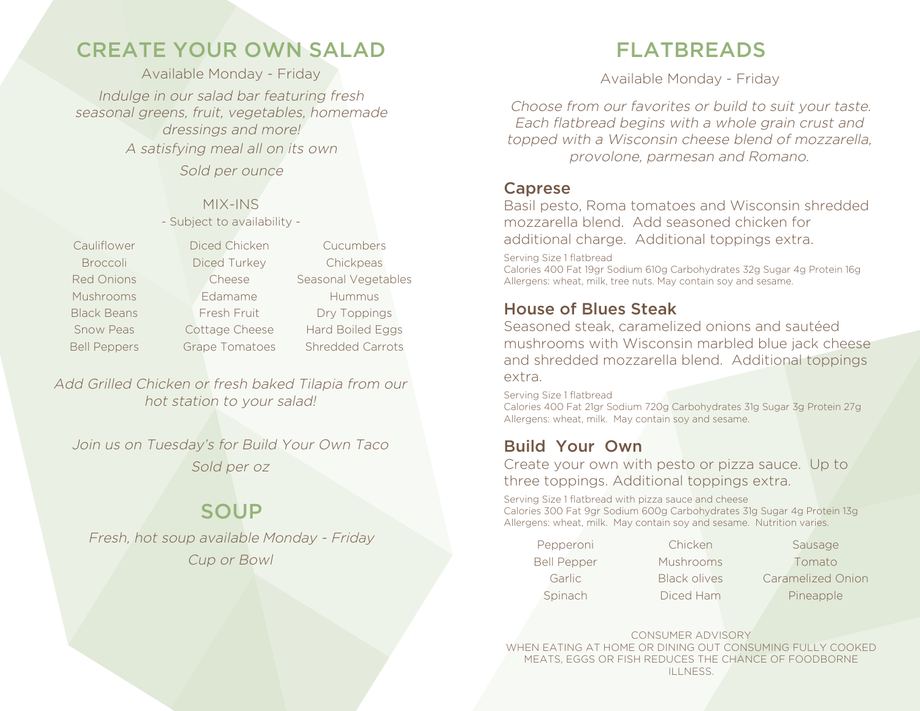# CREATE YOUR OWN SALAD

Available Monday - Friday

*Indulge in our salad bar featuring fresh seasonal greens, fruit, vegetables, homemade dressings and more!*

*A satisfying meal all on its own*

*Sold per ounce*

## MIX-INS

- Subject to availability -

| | | |
|---|---|---|
| Cauliflower | Diced Chicken | Cucumbers |
| Broccoli | Diced Turkey | Chickpeas |
| Red Onions | Cheese | Seasonal Vegetables |
| Mushrooms | Edamame | Hummus |
| Black Beans | Fresh Fruit | Dry Toppings |
| Snow Peas | Cottage Cheese | Hard Boiled Eggs |
| Bell Peppers | Grape Tomatoes | Shredded Carrots |

*Add Grilled Chicken or fresh baked Tilapia from our hot station to your salad!*

*Join us on Tuesday's for Build Your Own Taco*

*Sold per oz*

# SOUP

*Fresh, hot soup available Monday - Friday*

*Cup or Bowl*

# FLATBREADS

Available Monday - Friday

*Choose from our favorites or build to suit your taste. Each flatbread begins with a whole grain crust and topped with a Wisconsin cheese blend of mozzarella, provolone, parmesan and Romano.*

## Caprese

Basil pesto, Roma tomatoes and Wisconsin shredded mozzarella blend. Add seasoned chicken for additional charge. Additional toppings extra.

Serving Size 1 flatbread
Calories 400 Fat 19gr Sodium 610g Carbohydrates 32g Sugar 4g Protein 16g
Allergens: wheat, milk, tree nuts. May contain soy and sesame.

## House of Blues Steak

Seasoned steak, caramelized onions and sautéed mushrooms with Wisconsin marbled blue jack cheese and shredded mozzarella blend. Additional toppings extra.

Serving Size 1 flatbread
Calories 400 Fat 21gr Sodium 720g Carbohydrates 31g Sugar 3g Protein 27g
Allergens: wheat, milk. May contain soy and sesame.

## Build Your Own

Create your own with pesto or pizza sauce. Up to three toppings. Additional toppings extra.

Serving Size 1 flatbread with pizza sauce and cheese
Calories 300 Fat 9gr Sodium 600g Carbohydrates 31g Sugar 4g Protein 13g
Allergens: wheat, milk. May contain soy and sesame. Nutrition varies.

| | | |
|---|---|---|
| Pepperoni | Chicken | Sausage |
| Bell Pepper | Mushrooms | Tomato |
| Garlic | Black olives | Caramelized Onion |
| Spinach | Diced Ham | Pineapple |

CONSUMER ADVISORY
WHEN EATING AT HOME OR DINING OUT CONSUMING FULLY COOKED MEATS, EGGS OR FISH REDUCES THE CHANCE OF FOODBORNE ILLNESS.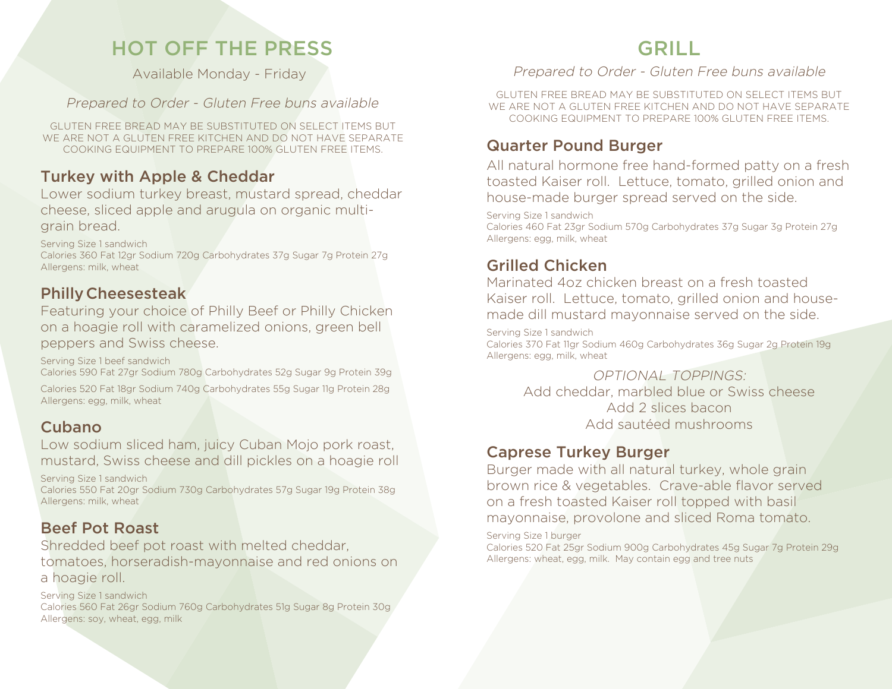# HOT OFF THE PRESS

Available Monday - Friday

*Prepared to Order - Gluten Free buns available*

GLUTEN FREE BREAD MAY BE SUBSTITUTED ON SELECT ITEMS BUT WE ARE NOT A GLUTEN FREE KITCHEN AND DO NOT HAVE SEPARATE COOKING EQUIPMENT TO PREPARE 100% GLUTEN FREE ITEMS.

## Turkey with Apple & Cheddar

Lower sodium turkey breast, mustard spread, cheddar cheese, sliced apple and arugula on organic multi-grain bread.

Serving Size 1 sandwich
Calories 360 Fat 12gr Sodium 720g Carbohydrates 37g Sugar 7g Protein 27g
Allergens: milk, wheat

## Philly Cheesesteak

Featuring your choice of Philly Beef or Philly Chicken on a hoagie roll with caramelized onions, green bell peppers and Swiss cheese.

Serving Size 1 beef sandwich
Calories 590 Fat 27gr Sodium 780g Carbohydrates 52g Sugar 9g Protein 39g

Calories 520 Fat 18gr Sodium 740g Carbohydrates 55g Sugar 11g Protein 28g
Allergens: egg, milk, wheat

## Cubano

Low sodium sliced ham, juicy Cuban Mojo pork roast, mustard, Swiss cheese and dill pickles on a hoagie roll

Serving Size 1 sandwich
Calories 550 Fat 20gr Sodium 730g Carbohydrates 57g Sugar 19g Protein 38g
Allergens: milk, wheat

## Beef Pot Roast

Shredded beef pot roast with melted cheddar, tomatoes, horseradish-mayonnaise and red onions on a hoagie roll.

Serving Size 1 sandwich
Calories 560 Fat 26gr Sodium 760g Carbohydrates 51g Sugar 8g Protein 30g
Allergens: soy, wheat, egg, milk

# GRILL

*Prepared to Order - Gluten Free buns available*

GLUTEN FREE BREAD MAY BE SUBSTITUTED ON SELECT ITEMS BUT WE ARE NOT A GLUTEN FREE KITCHEN AND DO NOT HAVE SEPARATE COOKING EQUIPMENT TO PREPARE 100% GLUTEN FREE ITEMS.

## Quarter Pound Burger

All natural hormone free hand-formed patty on a fresh toasted Kaiser roll. Lettuce, tomato, grilled onion and house-made burger spread served on the side.

Serving Size 1 sandwich
Calories 460 Fat 23gr Sodium 570g Carbohydrates 37g Sugar 3g Protein 27g
Allergens: egg, milk, wheat

## Grilled Chicken

Marinated 4oz chicken breast on a fresh toasted Kaiser roll. Lettuce, tomato, grilled onion and house-made dill mustard mayonnaise served on the side.

Serving Size 1 sandwich
Calories 370 Fat 11gr Sodium 460g Carbohydrates 36g Sugar 2g Protein 19g
Allergens: egg, milk, wheat

*OPTIONAL TOPPINGS:*
Add cheddar, marbled blue or Swiss cheese
Add 2 slices bacon
Add sautéed mushrooms

## Caprese Turkey Burger

Burger made with all natural turkey, whole grain brown rice & vegetables. Crave-able flavor served on a fresh toasted Kaiser roll topped with basil mayonnaise, provolone and sliced Roma tomato.

Serving Size 1 burger
Calories 520 Fat 25gr Sodium 900g Carbohydrates 45g Sugar 7g Protein 29g
Allergens: wheat, egg, milk. May contain egg and tree nuts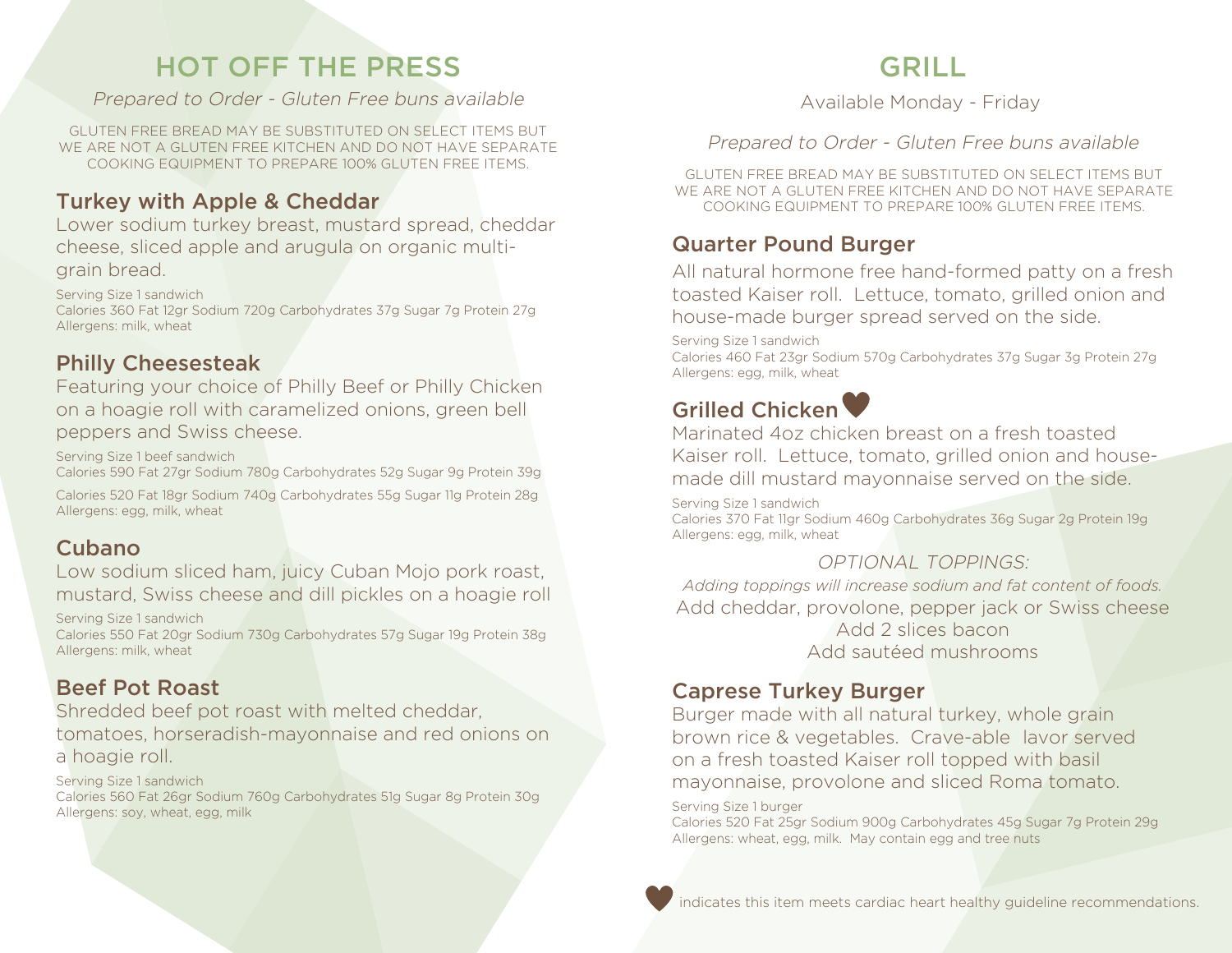# HOT OFF THE PRESS

*Prepared to Order - Gluten Free buns available*

GLUTEN FREE BREAD MAY BE SUBSTITUTED ON SELECT ITEMS BUT WE ARE NOT A GLUTEN FREE KITCHEN AND DO NOT HAVE SEPARATE COOKING EQUIPMENT TO PREPARE 100% GLUTEN FREE ITEMS.

## Turkey with Apple & Cheddar

Lower sodium turkey breast, mustard spread, cheddar cheese, sliced apple and arugula on organic multi-grain bread.

Serving Size 1 sandwich
Calories 360 Fat 12gr Sodium 720g Carbohydrates 37g Sugar 7g Protein 27g
Allergens: milk, wheat

## Philly Cheesesteak

Featuring your choice of Philly Beef or Philly Chicken on a hoagie roll with caramelized onions, green bell peppers and Swiss cheese.

Serving Size 1 beef sandwich
Calories 590 Fat 27gr Sodium 780g Carbohydrates 52g Sugar 9g Protein 39g

Calories 520 Fat 18gr Sodium 740g Carbohydrates 55g Sugar 11g Protein 28g
Allergens: egg, milk, wheat

## Cubano

Low sodium sliced ham, juicy Cuban Mojo pork roast, mustard, Swiss cheese and dill pickles on a hoagie roll

Serving Size 1 sandwich
Calories 550 Fat 20gr Sodium 730g Carbohydrates 57g Sugar 19g Protein 38g
Allergens: milk, wheat

## Beef Pot Roast

Shredded beef pot roast with melted cheddar, tomatoes, horseradish-mayonnaise and red onions on a hoagie roll.

Serving Size 1 sandwich
Calories 560 Fat 26gr Sodium 760g Carbohydrates 51g Sugar 8g Protein 30g
Allergens: soy, wheat, egg, milk

# GRILL

Available Monday - Friday

*Prepared to Order - Gluten Free buns available*

GLUTEN FREE BREAD MAY BE SUBSTITUTED ON SELECT ITEMS BUT WE ARE NOT A GLUTEN FREE KITCHEN AND DO NOT HAVE SEPARATE COOKING EQUIPMENT TO PREPARE 100% GLUTEN FREE ITEMS.

## Quarter Pound Burger

All natural hormone free hand-formed patty on a fresh toasted Kaiser roll. Lettuce, tomato, grilled onion and house-made burger spread served on the side.

Serving Size 1 sandwich
Calories 460 Fat 23gr Sodium 570g Carbohydrates 37g Sugar 3g Protein 27g
Allergens: egg, milk, wheat

## Grilled Chicken ♥

Marinated 4oz chicken breast on a fresh toasted Kaiser roll. Lettuce, tomato, grilled onion and house-made dill mustard mayonnaise served on the side.

Serving Size 1 sandwich
Calories 370 Fat 11gr Sodium 460g Carbohydrates 36g Sugar 2g Protein 19g
Allergens: egg, milk, wheat

*OPTIONAL TOPPINGS:*

*Adding toppings will increase sodium and fat content of foods.*

Add cheddar, provolone, pepper jack or Swiss cheese
Add 2 slices bacon
Add sautéed mushrooms

## Caprese Turkey Burger

Burger made with all natural turkey, whole grain brown rice & vegetables. Crave-able lavor served on a fresh toasted Kaiser roll topped with basil mayonnaise, provolone and sliced Roma tomato.

Serving Size 1 burger
Calories 520 Fat 25gr Sodium 900g Carbohydrates 45g Sugar 7g Protein 29g
Allergens: wheat, egg, milk. May contain egg and tree nuts

♥ indicates this item meets cardiac heart healthy guideline recommendations.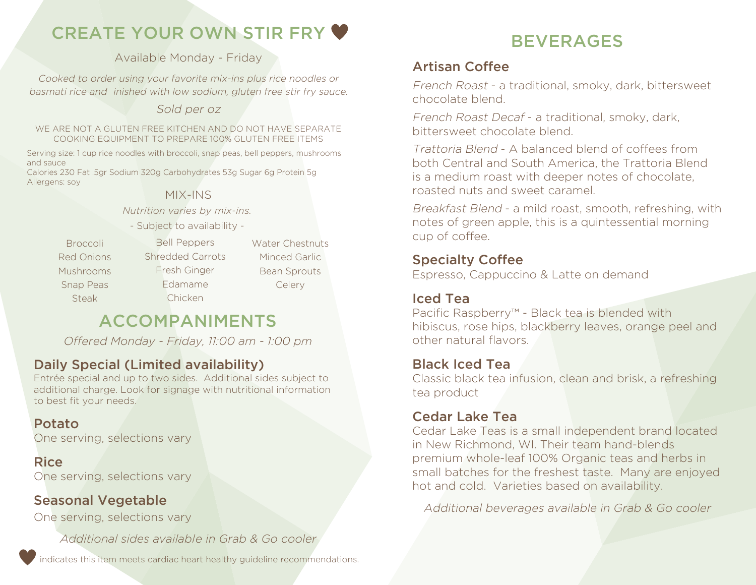## CREATE YOUR OWN STIR FRY ♥

Available Monday - Friday

*Cooked to order using your favorite mix-ins plus rice noodles or basmati rice and inished with low sodium, gluten free stir fry sauce.*

*Sold per oz*

WE ARE NOT A GLUTEN FREE KITCHEN AND DO NOT HAVE SEPARATE COOKING EQUIPMENT TO PREPARE 100% GLUTEN FREE ITEMS

Serving size: 1 cup rice noodles with broccoli, snap peas, bell peppers, mushrooms and sauce
Calories 230 Fat .5gr Sodium 320g Carbohydrates 53g Sugar 6g Protein 5g
Allergens: soy

### MIX-INS

*Nutrition varies by mix-ins.*

- Subject to availability -

| | | |
|---|---|---|
| Broccoli | Bell Peppers | Water Chestnuts |
| Red Onions | Shredded Carrots | Minced Garlic |
| Mushrooms | Fresh Ginger | Bean Sprouts |
| Snap Peas | Edamame | Celery |
| Steak | Chicken | |

## ACCOMPANIMENTS

*Offered Monday - Friday, 11:00 am - 1:00 pm*

### Daily Special (Limited availability)

Entrée special and up to two sides. Additional sides subject to additional charge. Look for signage with nutritional information to best fit your needs.

### Potato

One serving, selections vary

### Rice

One serving, selections vary

### Seasonal Vegetable

One serving, selections vary

*Additional sides available in Grab & Go cooler*

♥ indicates this item meets cardiac heart healthy guideline recommendations.

## BEVERAGES

### Artisan Coffee

*French Roast* - a traditional, smoky, dark, bittersweet chocolate blend.

*French Roast Decaf* - a traditional, smoky, dark, bittersweet chocolate blend.

*Trattoria Blend* - A balanced blend of coffees from both Central and South America, the Trattoria Blend is a medium roast with deeper notes of chocolate, roasted nuts and sweet caramel.

*Breakfast Blend* - a mild roast, smooth, refreshing, with notes of green apple, this is a quintessential morning cup of coffee.

### Specialty Coffee

Espresso, Cappuccino & Latte on demand

### Iced Tea

Pacific Raspberry™ - Black tea is blended with hibiscus, rose hips, blackberry leaves, orange peel and other natural flavors.

### Black Iced Tea

Classic black tea infusion, clean and brisk, a refreshing tea product

### Cedar Lake Tea

Cedar Lake Teas is a small independent brand located in New Richmond, WI. Their team hand-blends premium whole-leaf 100% Organic teas and herbs in small batches for the freshest taste. Many are enjoyed hot and cold. Varieties based on availability.

*Additional beverages available in Grab & Go cooler*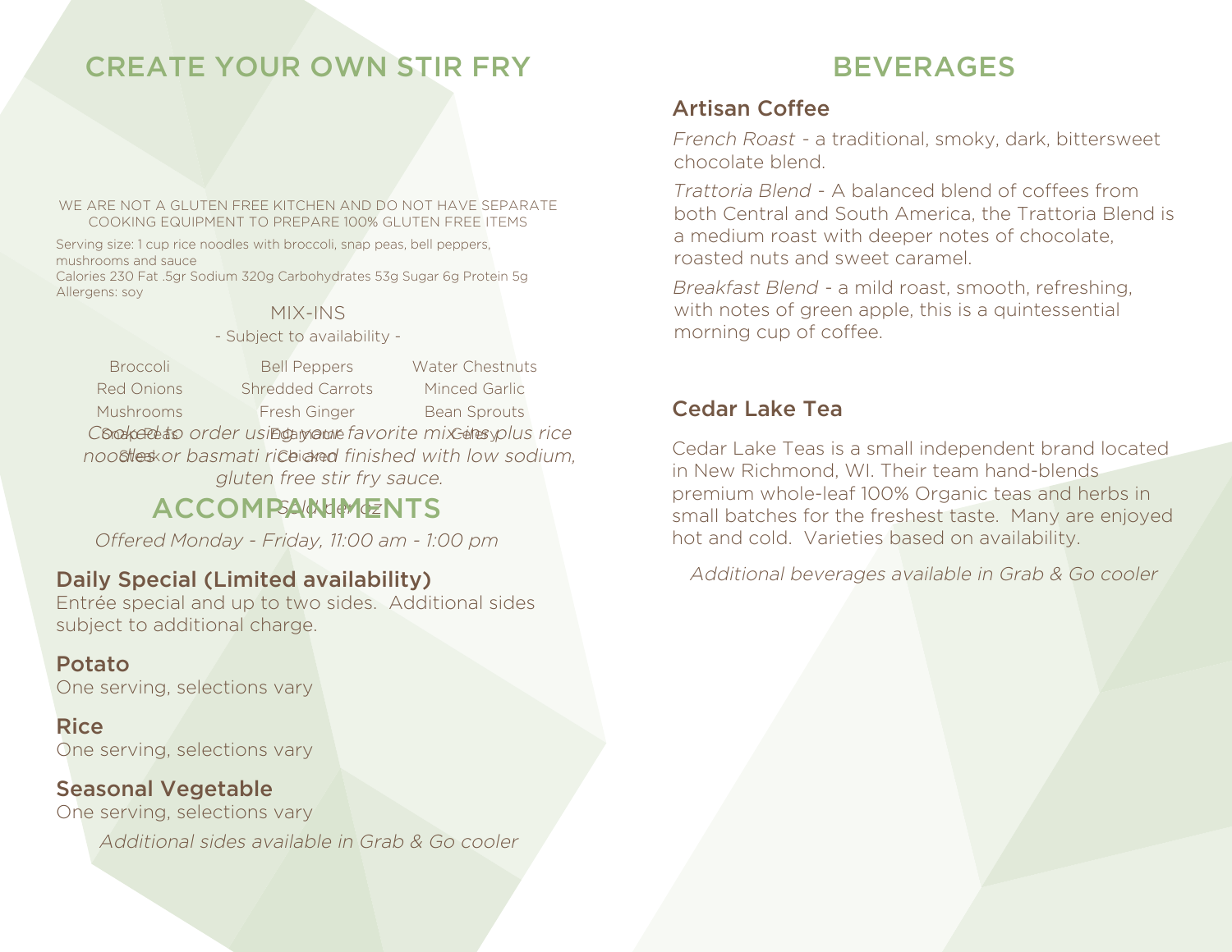## CREATE YOUR OWN STIR FRY

WE ARE NOT A GLUTEN FREE KITCHEN AND DO NOT HAVE SEPARATE COOKING EQUIPMENT TO PREPARE 100% GLUTEN FREE ITEMS

Serving size: 1 cup rice noodles with broccoli, snap peas, bell peppers, mushrooms and sauce
Calories 230 Fat .5gr Sodium 320g Carbohydrates 53g Sugar 6g Protein 5g
Allergens: soy

MIX-INS

- Subject to availability -

| | | |
|---|---|---|
| Broccoli | Bell Peppers | Water Chestnuts |
| Red Onions | Shredded Carrots | Minced Garlic |
| Mushrooms | Fresh Ginger | Bean Sprouts |
| Snap Peas | Edamame | Celery |
| Steak | Chicken | |

Sold per oz

*Cooked to order using your favorite mix-ins plus rice noodles or basmati rice and finished with low sodium, gluten free stir fry sauce.*

## ACCOMPANIMENTS

*Offered Monday - Friday, 11:00 am - 1:00 pm*

### Daily Special (Limited availability)

Entrée special and up to two sides. Additional sides subject to additional charge.

### Potato

One serving, selections vary

### Rice

One serving, selections vary

### Seasonal Vegetable

One serving, selections vary

*Additional sides available in Grab & Go cooler*

## BEVERAGES

### Artisan Coffee

*French Roast* - a traditional, smoky, dark, bittersweet chocolate blend.

*Trattoria Blend* - A balanced blend of coffees from both Central and South America, the Trattoria Blend is a medium roast with deeper notes of chocolate, roasted nuts and sweet caramel.

*Breakfast Blend* - a mild roast, smooth, refreshing, with notes of green apple, this is a quintessential morning cup of coffee.

### Cedar Lake Tea

Cedar Lake Teas is a small independent brand located in New Richmond, WI. Their team hand-blends premium whole-leaf 100% Organic teas and herbs in small batches for the freshest taste. Many are enjoyed hot and cold. Varieties based on availability.

*Additional beverages available in Grab & Go cooler*